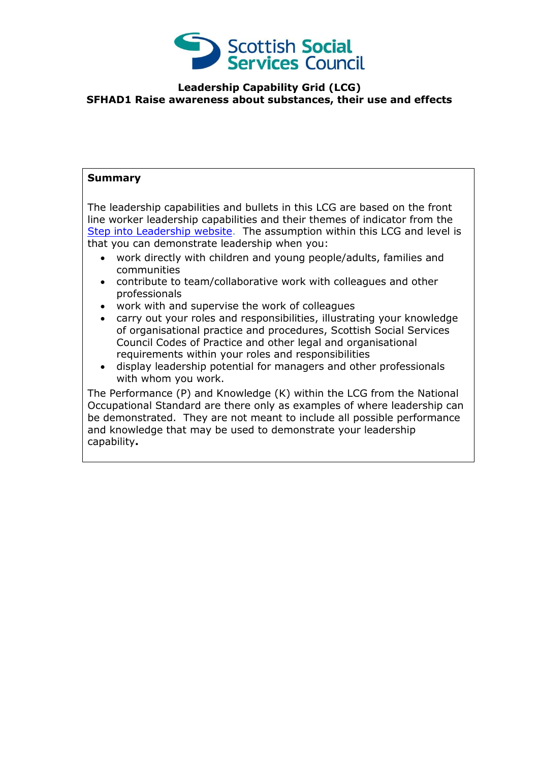**Leadership Capability Grid (LCG)**
**SFHAD1 Raise awareness about substances, their use and effects**

**Summary**

The leadership capabilities and bullets in this LCG are based on the front line worker leadership capabilities and their themes of indicator from the Step into Leadership website. The assumption within this LCG and level is that you can demonstrate leadership when you:

- work directly with children and young people/adults, families and communities
- contribute to team/collaborative work with colleagues and other professionals
- work with and supervise the work of colleagues
- carry out your roles and responsibilities, illustrating your knowledge of organisational practice and procedures, Scottish Social Services Council Codes of Practice and other legal and organisational requirements within your roles and responsibilities
- display leadership potential for managers and other professionals with whom you work.

The Performance (P) and Knowledge (K) within the LCG from the National Occupational Standard are there only as examples of where leadership can be demonstrated. They are not meant to include all possible performance and knowledge that may be used to demonstrate your leadership capability**.**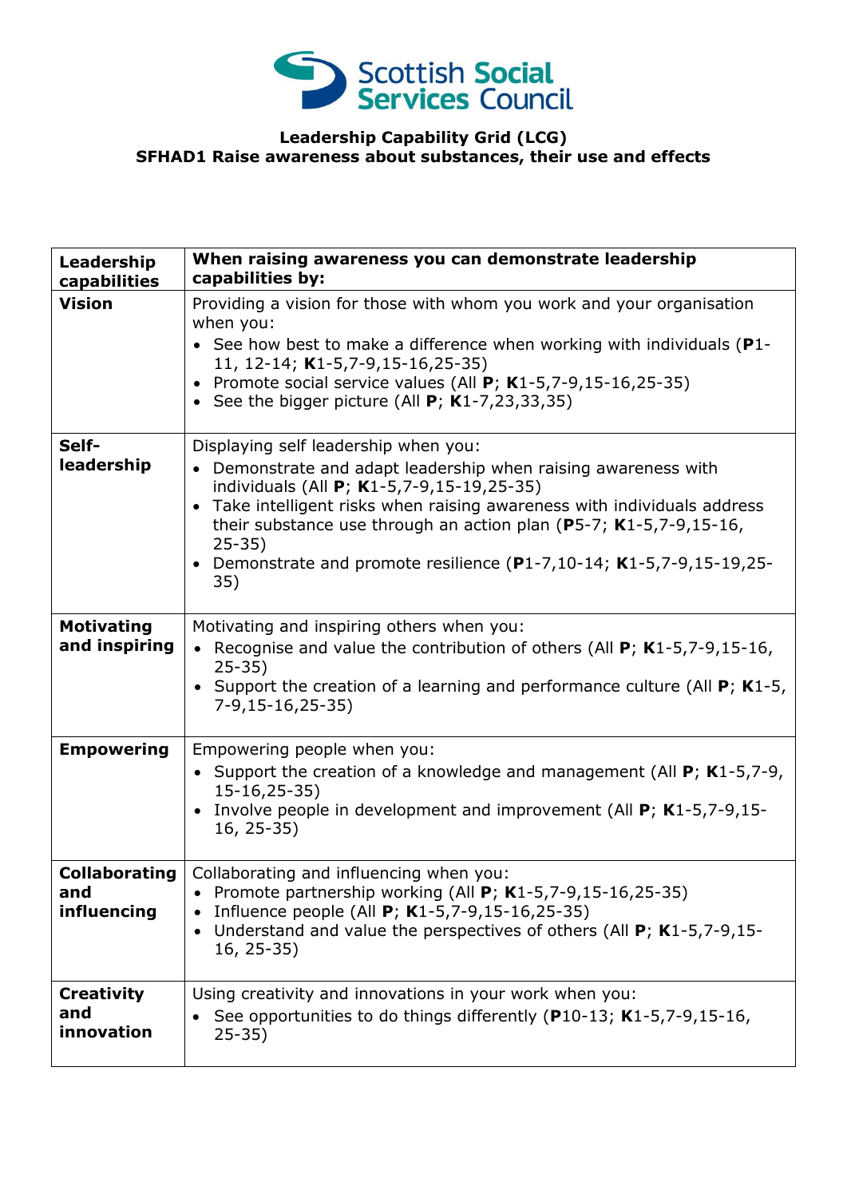**Leadership Capability Grid (LCG)**
**SFHAD1 Raise awareness about substances, their use and effects**

| **Leadership capabilities** | **When raising awareness you can demonstrate leadership capabilities by:** |
|---|---|
| **Vision** | Providing a vision for those with whom you work and your organisation when you:<br>• See how best to make a difference when working with individuals (**P**1-11, 12-14; **K**1-5,7-9,15-16,25-35)<br>• Promote social service values (All **P**; **K**1-5,7-9,15-16,25-35)<br>• See the bigger picture (All **P**; **K**1-7,23,33,35) |
| **Self-leadership** | Displaying self leadership when you:<br>• Demonstrate and adapt leadership when raising awareness with individuals (All **P**; **K**1-5,7-9,15-19,25-35)<br>• Take intelligent risks when raising awareness with individuals address their substance use through an action plan (**P**5-7; **K**1-5,7-9,15-16, 25-35)<br>• Demonstrate and promote resilience (**P**1-7,10-14; **K**1-5,7-9,15-19,25-35) |
| **Motivating and inspiring** | Motivating and inspiring others when you:<br>• Recognise and value the contribution of others (All **P**; **K**1-5,7-9,15-16, 25-35)<br>• Support the creation of a learning and performance culture (All **P**; **K**1-5, 7-9,15-16,25-35) |
| **Empowering** | Empowering people when you:<br>• Support the creation of a knowledge and management (All **P**; **K**1-5,7-9, 15-16,25-35)<br>• Involve people in development and improvement (All **P**; **K**1-5,7-9,15-16, 25-35) |
| **Collaborating and influencing** | Collaborating and influencing when you:<br>• Promote partnership working (All **P**; **K**1-5,7-9,15-16,25-35)<br>• Influence people (All **P**; **K**1-5,7-9,15-16,25-35)<br>• Understand and value the perspectives of others (All **P**; **K**1-5,7-9,15-16, 25-35) |
| **Creativity and innovation** | Using creativity and innovations in your work when you:<br>• See opportunities to do things differently (**P**10-13; **K**1-5,7-9,15-16, 25-35) |